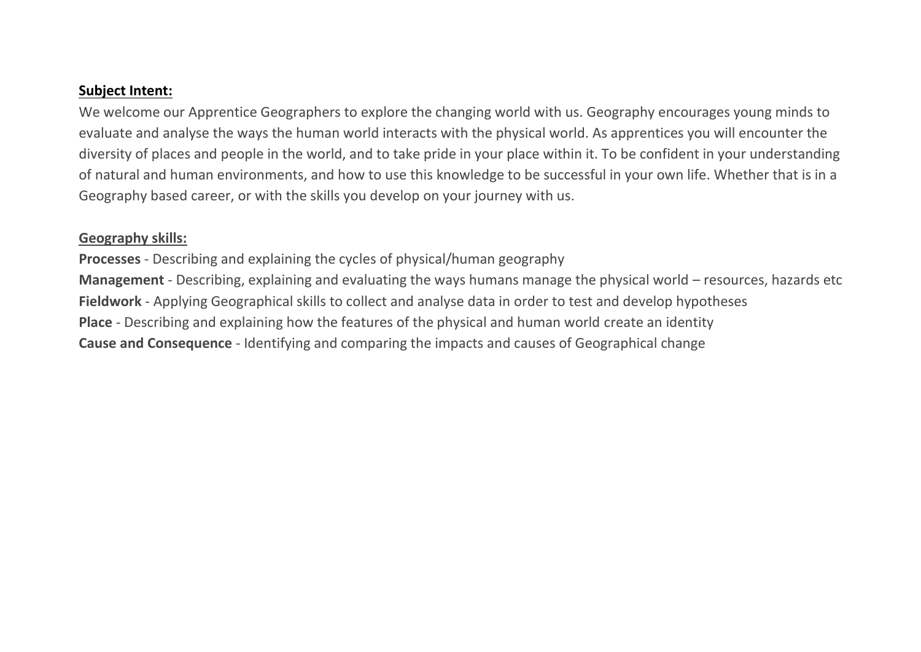**Subject Intent:**

We welcome our Apprentice Geographers to explore the changing world with us. Geography encourages young minds to evaluate and analyse the ways the human world interacts with the physical world. As apprentices you will encounter the diversity of places and people in the world, and to take pride in your place within it. To be confident in your understanding of natural and human environments, and how to use this knowledge to be successful in your own life. Whether that is in a Geography based career, or with the skills you develop on your journey with us.

**Geography skills:**

**Processes** - Describing and explaining the cycles of physical/human geography
**Management** - Describing, explaining and evaluating the ways humans manage the physical world – resources, hazards etc
**Fieldwork** - Applying Geographical skills to collect and analyse data in order to test and develop hypotheses
**Place** - Describing and explaining how the features of the physical and human world create an identity
**Cause and Consequence** - Identifying and comparing the impacts and causes of Geographical change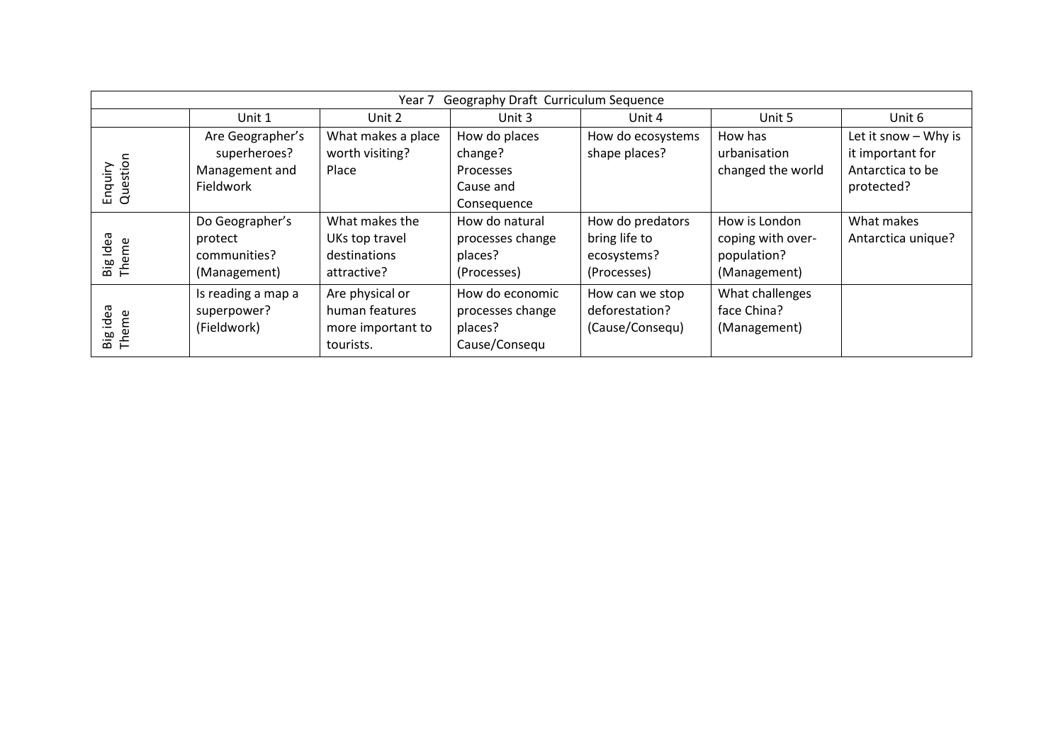| Year 7 Geography Draft Curriculum Sequence | | | | | | |
|---|---|---|---|---|---|---|
| | Unit 1 | Unit 2 | Unit 3 | Unit 4 | Unit 5 | Unit 6 |
| Enquiry Question | Are Geographer's superheroes? Management and Fieldwork | What makes a place worth visiting? Place | How do places change? Processes Cause and Consequence | How do ecosystems shape places? | How has urbanisation changed the world | Let it snow – Why is it important for Antarctica to be protected? |
| Big Idea Theme | Do Geographer's protect communities? (Management) | What makes the UKs top travel destinations attractive? | How do natural processes change places? (Processes) | How do predators bring life to ecosystems? (Processes) | How is London coping with over-population? (Management) | What makes Antarctica unique? |
| Big idea Theme | Is reading a map a superpower? (Fieldwork) | Are physical or human features more important to tourists. | How do economic processes change places? Cause/Consequ | How can we stop deforestation? (Cause/Consequ) | What challenges face China? (Management) | |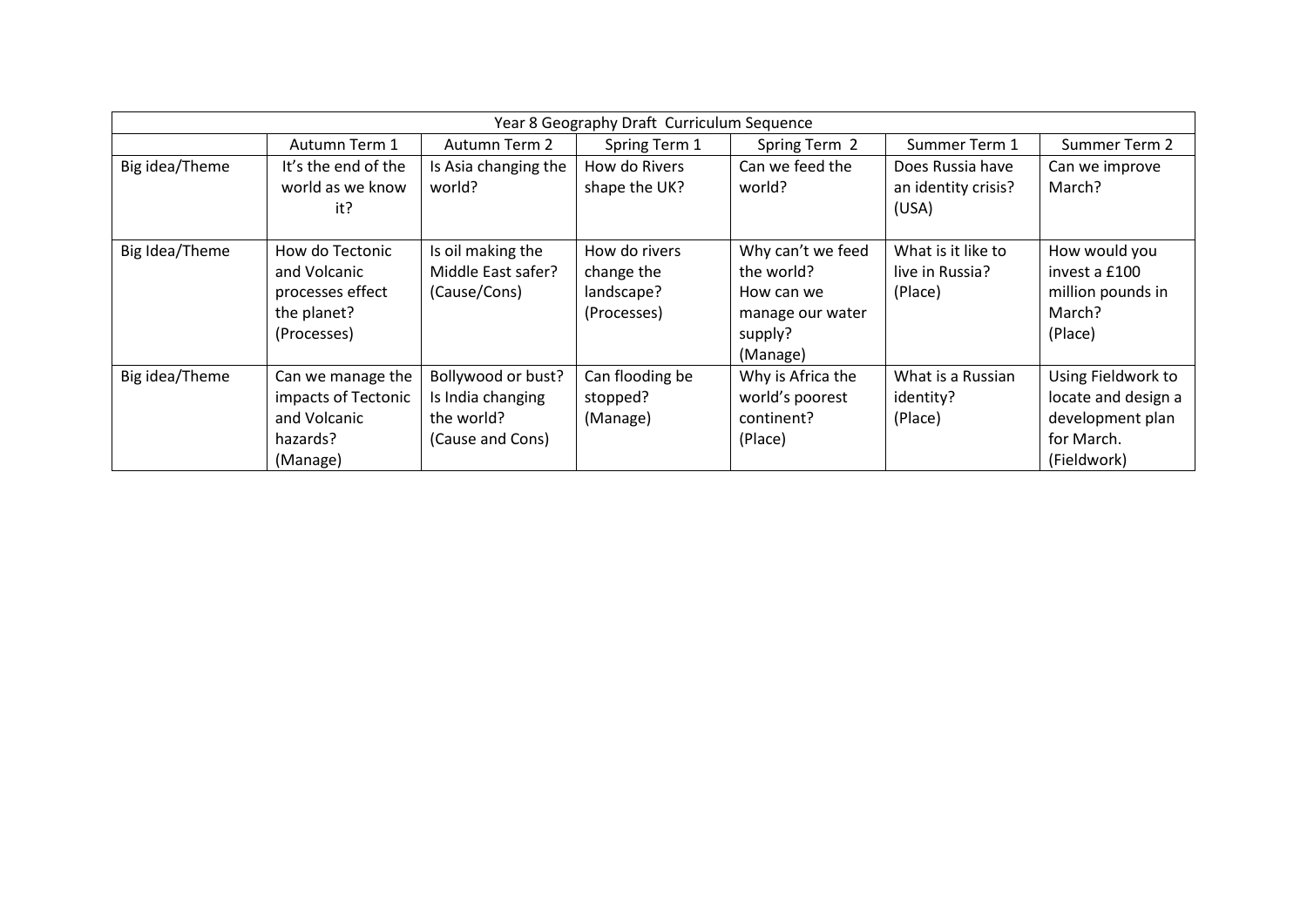| Year 8 Geography Draft Curriculum Sequence | | | | | | |
|---|---|---|---|---|---|---|
| | Autumn Term 1 | Autumn Term 2 | Spring Term 1 | Spring Term 2 | Summer Term 1 | Summer Term 2 |
| Big idea/Theme | It's the end of the world as we know it? | Is Asia changing the world? | How do Rivers shape the UK? | Can we feed the world? | Does Russia have an identity crisis? (USA) | Can we improve March? |
| Big Idea/Theme | How do Tectonic and Volcanic processes effect the planet? (Processes) | Is oil making the Middle East safer? (Cause/Cons) | How do rivers change the landscape? (Processes) | Why can't we feed the world? How can we manage our water supply? (Manage) | What is it like to live in Russia? (Place) | How would you invest a £100 million pounds in March? (Place) |
| Big idea/Theme | Can we manage the impacts of Tectonic and Volcanic hazards? (Manage) | Bollywood or bust? Is India changing the world? (Cause and Cons) | Can flooding be stopped? (Manage) | Why is Africa the world's poorest continent? (Place) | What is a Russian identity? (Place) | Using Fieldwork to locate and design a development plan for March. (Fieldwork) |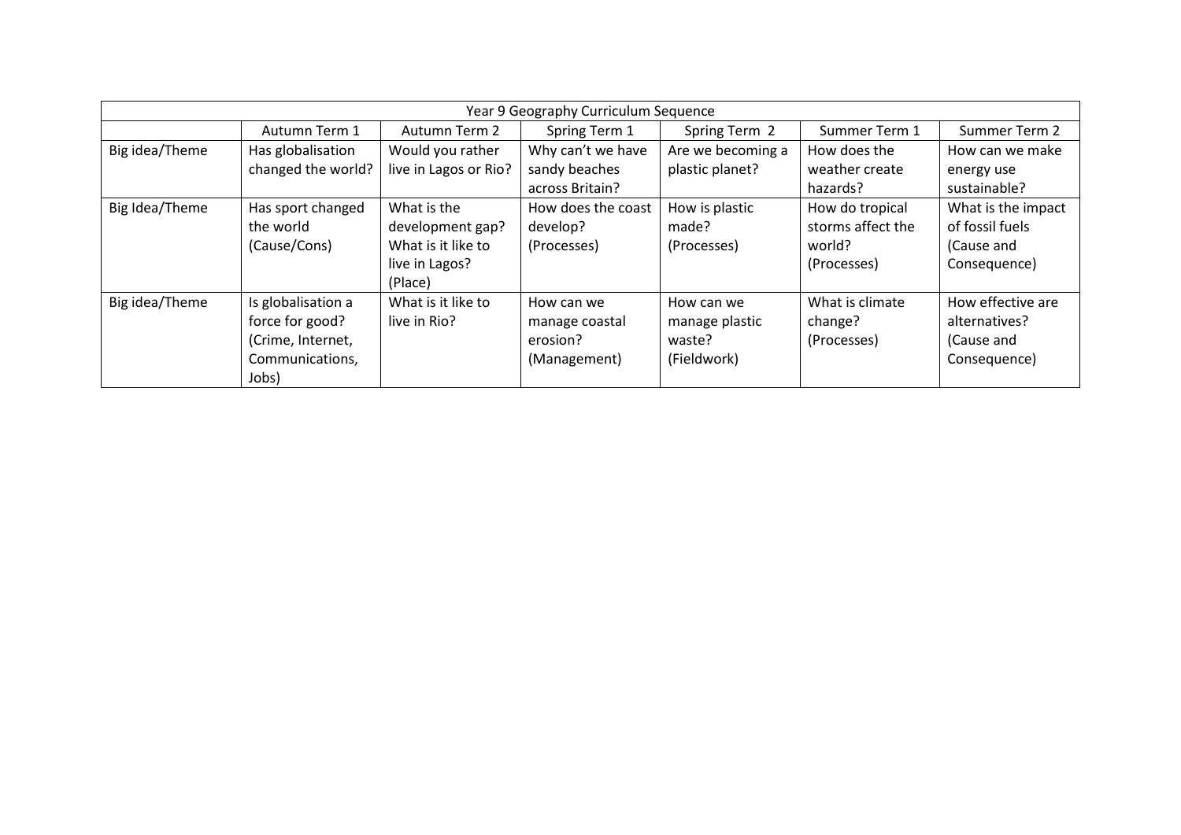| Year 9 Geography Curriculum Sequence | | | | | | |
|---|---|---|---|---|---|---|
| | Autumn Term 1 | Autumn Term 2 | Spring Term 1 | Spring Term 2 | Summer Term 1 | Summer Term 2 |
| Big idea/Theme | Has globalisation changed the world? | Would you rather live in Lagos or Rio? | Why can't we have sandy beaches across Britain? | Are we becoming a plastic planet? | How does the weather create hazards? | How can we make energy use sustainable? |
| Big Idea/Theme | Has sport changed the world (Cause/Cons) | What is the development gap? What is it like to live in Lagos? (Place) | How does the coast develop? (Processes) | How is plastic made? (Processes) | How do tropical storms affect the world? (Processes) | What is the impact of fossil fuels (Cause and Consequence) |
| Big idea/Theme | Is globalisation a force for good? (Crime, Internet, Communications, Jobs) | What is it like to live in Rio? | How can we manage coastal erosion? (Management) | How can we manage plastic waste? (Fieldwork) | What is climate change? (Processes) | How effective are alternatives? (Cause and Consequence) |